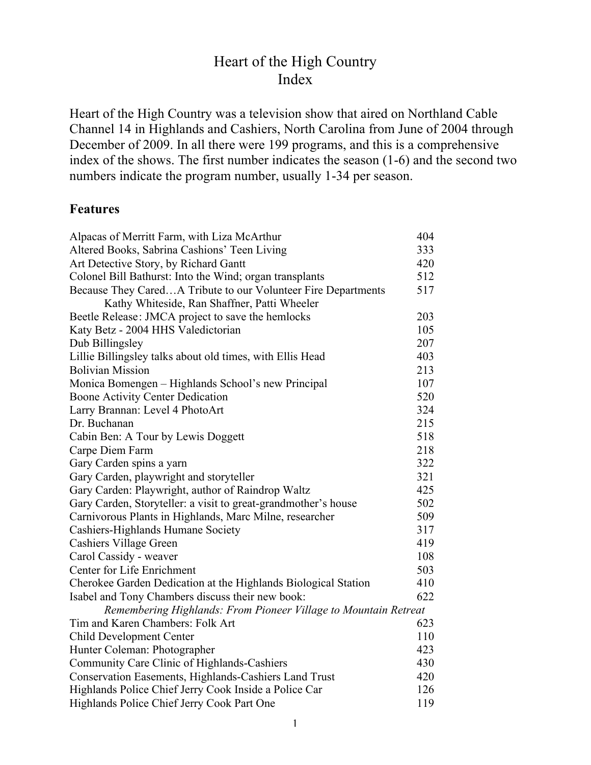# Heart of the High Country
# Index

Heart of the High Country was a television show that aired on Northland Cable Channel 14 in Highlands and Cashiers, North Carolina from June of 2004 through December of 2009. In all there were 199 programs, and this is a comprehensive index of the shows. The first number indicates the season (1-6) and the second two numbers indicate the program number, usually 1-34 per season.

## Features

| | |
|---|---|
| Alpacas of Merritt Farm, with Liza McArthur | 404 |
| Altered Books, Sabrina Cashions' Teen Living | 333 |
| Art Detective Story, by Richard Gantt | 420 |
| Colonel Bill Bathurst: Into the Wind; organ transplants | 512 |
| Because They Cared…A Tribute to our Volunteer Fire Departments<br>Kathy Whiteside, Ran Shaffner, Patti Wheeler | 517 |
| Beetle Release: JMCA project to save the hemlocks | 203 |
| Katy Betz - 2004 HHS Valedictorian | 105 |
| Dub Billingsley | 207 |
| Lillie Billingsley talks about old times, with Ellis Head | 403 |
| Bolivian Mission | 213 |
| Monica Bomengen – Highlands School's new Principal | 107 |
| Boone Activity Center Dedication | 520 |
| Larry Brannan: Level 4 PhotoArt | 324 |
| Dr. Buchanan | 215 |
| Cabin Ben: A Tour by Lewis Doggett | 518 |
| Carpe Diem Farm | 218 |
| Gary Carden spins a yarn | 322 |
| Gary Carden, playwright and storyteller | 321 |
| Gary Carden: Playwright, author of Raindrop Waltz | 425 |
| Gary Carden, Storyteller: a visit to great-grandmother's house | 502 |
| Carnivorous Plants in Highlands, Marc Milne, researcher | 509 |
| Cashiers-Highlands Humane Society | 317 |
| Cashiers Village Green | 419 |
| Carol Cassidy - weaver | 108 |
| Center for Life Enrichment | 503 |
| Cherokee Garden Dedication at the Highlands Biological Station | 410 |
| Isabel and Tony Chambers discuss their new book:<br>*Remembering Highlands: From Pioneer Village to Mountain Retreat* | 622 |
| Tim and Karen Chambers: Folk Art | 623 |
| Child Development Center | 110 |
| Hunter Coleman: Photographer | 423 |
| Community Care Clinic of Highlands-Cashiers | 430 |
| Conservation Easements, Highlands-Cashiers Land Trust | 420 |
| Highlands Police Chief Jerry Cook Inside a Police Car | 126 |
| Highlands Police Chief Jerry Cook Part One | 119 |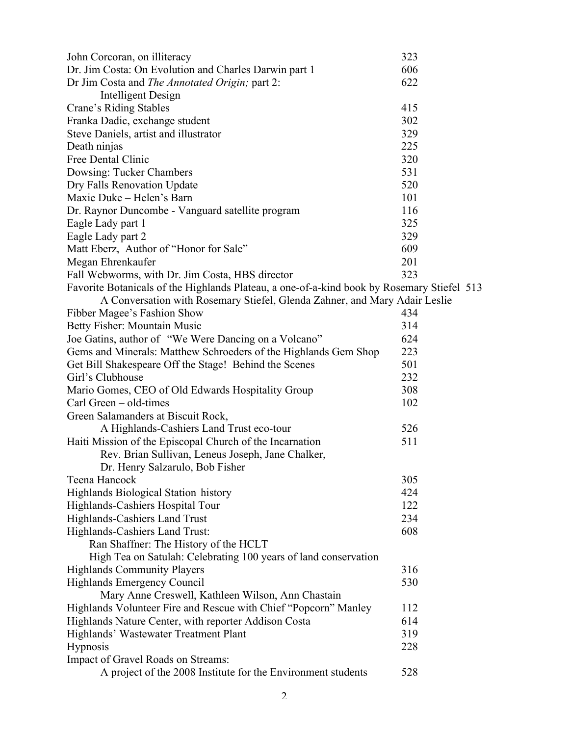| | |
|---|---|
| John Corcoran, on illiteracy | 323 |
| Dr. Jim Costa: On Evolution and Charles Darwin part 1 | 606 |
| Dr Jim Costa and *The Annotated Origin;* part 2: Intelligent Design | 622 |
| Crane's Riding Stables | 415 |
| Franka Dadic, exchange student | 302 |
| Steve Daniels, artist and illustrator | 329 |
| Death ninjas | 225 |
| Free Dental Clinic | 320 |
| Dowsing: Tucker Chambers | 531 |
| Dry Falls Renovation Update | 520 |
| Maxie Duke – Helen's Barn | 101 |
| Dr. Raynor Duncombe - Vanguard satellite program | 116 |
| Eagle Lady part 1 | 325 |
| Eagle Lady part 2 | 329 |
| Matt Eberz, Author of "Honor for Sale" | 609 |
| Megan Ehrenkaufer | 201 |
| Fall Webworms, with Dr. Jim Costa, HBS director | 323 |
| Favorite Botanicals of the Highlands Plateau, a one-of-a-kind book by Rosemary Stiefel A Conversation with Rosemary Stiefel, Glenda Zahner, and Mary Adair Leslie | 513 |
| Fibber Magee's Fashion Show | 434 |
| Betty Fisher: Mountain Music | 314 |
| Joe Gatins, author of "We Were Dancing on a Volcano" | 624 |
| Gems and Minerals: Matthew Schroeders of the Highlands Gem Shop | 223 |
| Get Bill Shakespeare Off the Stage! Behind the Scenes | 501 |
| Girl's Clubhouse | 232 |
| Mario Gomes, CEO of Old Edwards Hospitality Group | 308 |
| Carl Green – old-times | 102 |
| Green Salamanders at Biscuit Rock, A Highlands-Cashiers Land Trust eco-tour | 526 |
| Haiti Mission of the Episcopal Church of the Incarnation Rev. Brian Sullivan, Leneus Joseph, Jane Chalker, Dr. Henry Salzarulo, Bob Fisher | 511 |
| Teena Hancock | 305 |
| Highlands Biological Station history | 424 |
| Highlands-Cashiers Hospital Tour | 122 |
| Highlands-Cashiers Land Trust | 234 |
| Highlands-Cashiers Land Trust: Ran Shaffner: The History of the HCLT High Tea on Satulah: Celebrating 100 years of land conservation | 608 |
| Highlands Community Players | 316 |
| Highlands Emergency Council Mary Anne Creswell, Kathleen Wilson, Ann Chastain | 530 |
| Highlands Volunteer Fire and Rescue with Chief "Popcorn" Manley | 112 |
| Highlands Nature Center, with reporter Addison Costa | 614 |
| Highlands' Wastewater Treatment Plant | 319 |
| Hypnosis | 228 |
| Impact of Gravel Roads on Streams: A project of the 2008 Institute for the Environment students | 528 |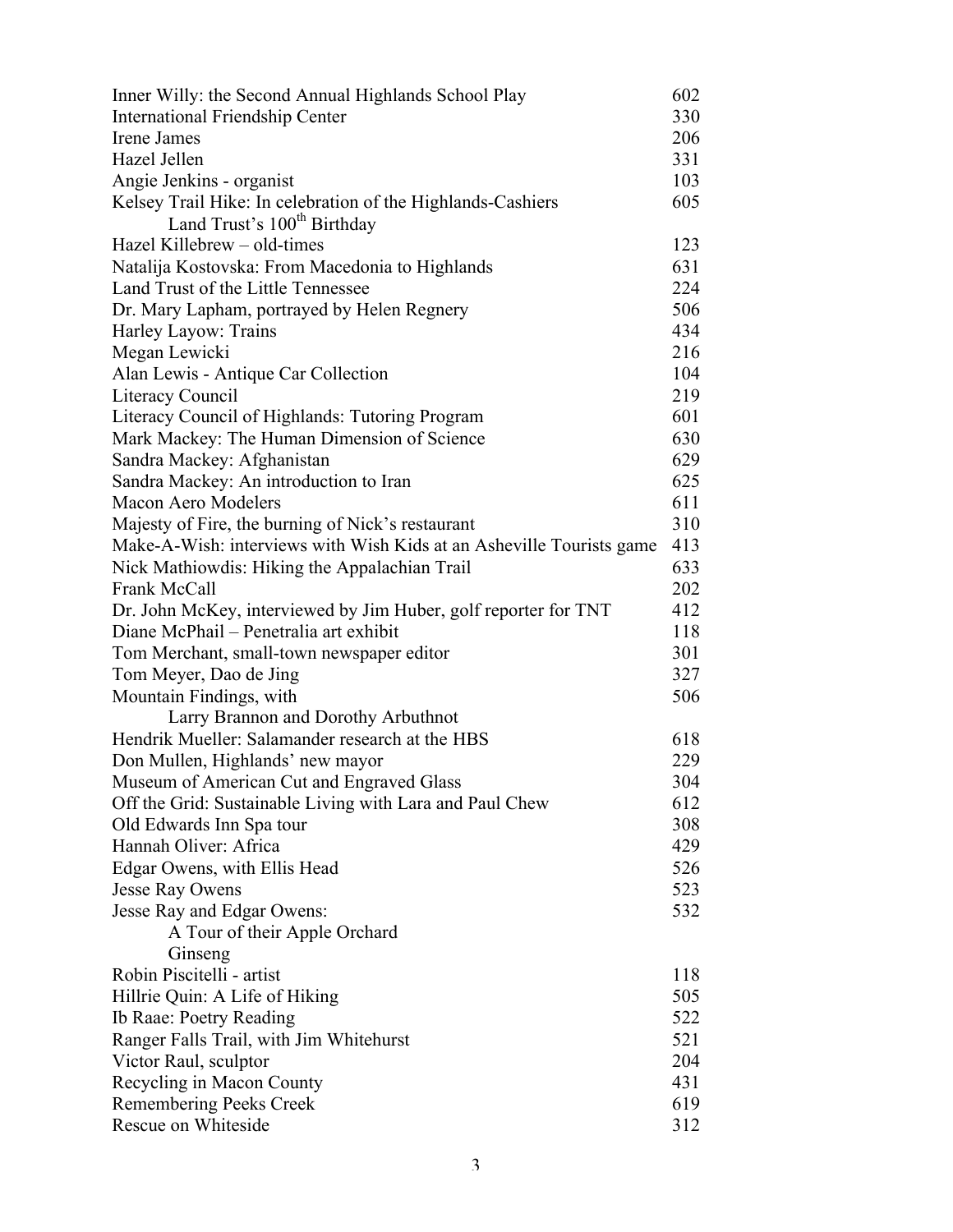| | |
|---|---|
| Inner Willy: the Second Annual Highlands School Play | 602 |
| International Friendship Center | 330 |
| Irene James | 206 |
| Hazel Jellen | 331 |
| Angie Jenkins - organist | 103 |
| Kelsey Trail Hike: In celebration of the Highlands-Cashiers Land Trust's 100th Birthday | 605 |
| Hazel Killebrew – old-times | 123 |
| Natalija Kostovska: From Macedonia to Highlands | 631 |
| Land Trust of the Little Tennessee | 224 |
| Dr. Mary Lapham, portrayed by Helen Regnery | 506 |
| Harley Layow: Trains | 434 |
| Megan Lewicki | 216 |
| Alan Lewis - Antique Car Collection | 104 |
| Literacy Council | 219 |
| Literacy Council of Highlands: Tutoring Program | 601 |
| Mark Mackey: The Human Dimension of Science | 630 |
| Sandra Mackey: Afghanistan | 629 |
| Sandra Mackey: An introduction to Iran | 625 |
| Macon Aero Modelers | 611 |
| Majesty of Fire, the burning of Nick's restaurant | 310 |
| Make-A-Wish: interviews with Wish Kids at an Asheville Tourists game | 413 |
| Nick Mathiowdis: Hiking the Appalachian Trail | 633 |
| Frank McCall | 202 |
| Dr. John McKey, interviewed by Jim Huber, golf reporter for TNT | 412 |
| Diane McPhail – Penetralia art exhibit | 118 |
| Tom Merchant, small-town newspaper editor | 301 |
| Tom Meyer, Dao de Jing | 327 |
| Mountain Findings, with Larry Brannon and Dorothy Arbuthnot | 506 |
| Hendrik Mueller: Salamander research at the HBS | 618 |
| Don Mullen, Highlands' new mayor | 229 |
| Museum of American Cut and Engraved Glass | 304 |
| Off the Grid: Sustainable Living with Lara and Paul Chew | 612 |
| Old Edwards Inn Spa tour | 308 |
| Hannah Oliver: Africa | 429 |
| Edgar Owens, with Ellis Head | 526 |
| Jesse Ray Owens | 523 |
| Jesse Ray and Edgar Owens: A Tour of their Apple Orchard Ginseng | 532 |
| Robin Piscitelli - artist | 118 |
| Hillrie Quin: A Life of Hiking | 505 |
| Ib Raae: Poetry Reading | 522 |
| Ranger Falls Trail, with Jim Whitehurst | 521 |
| Victor Raul, sculptor | 204 |
| Recycling in Macon County | 431 |
| Remembering Peeks Creek | 619 |
| Rescue on Whiteside | 312 |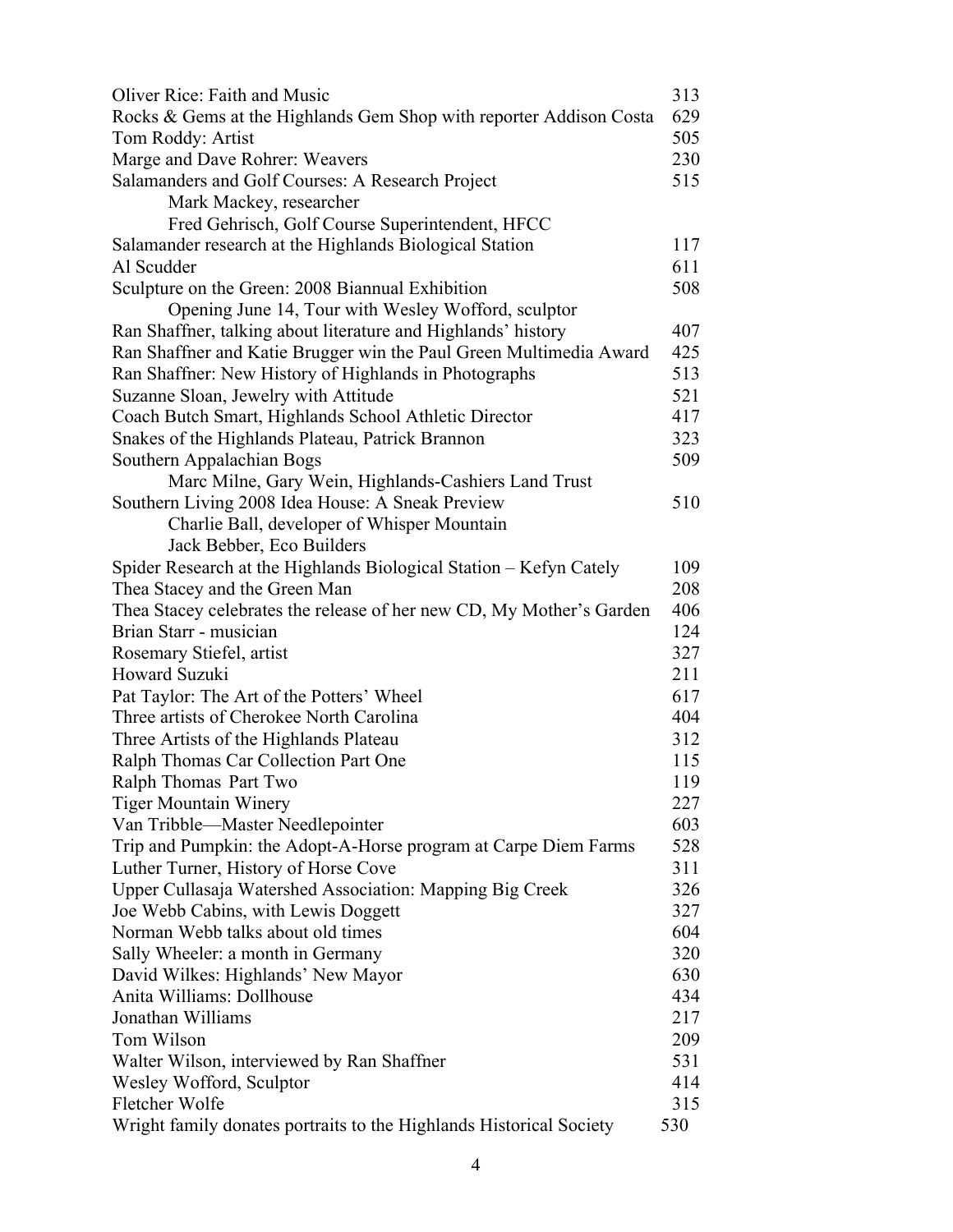| | |
|---|---|
| Oliver Rice: Faith and Music | 313 |
| Rocks & Gems at the Highlands Gem Shop with reporter Addison Costa | 629 |
| Tom Roddy: Artist | 505 |
| Marge and Dave Rohrer: Weavers | 230 |
| Salamanders and Golf Courses: A Research Project<br>    Mark Mackey, researcher<br>    Fred Gehrisch, Golf Course Superintendent, HFCC | 515 |
| Salamander research at the Highlands Biological Station | 117 |
| Al Scudder | 611 |
| Sculpture on the Green: 2008 Biannual Exhibition<br>    Opening June 14, Tour with Wesley Wofford, sculptor | 508 |
| Ran Shaffner, talking about literature and Highlands' history | 407 |
| Ran Shaffner and Katie Brugger win the Paul Green Multimedia Award | 425 |
| Ran Shaffner: New History of Highlands in Photographs | 513 |
| Suzanne Sloan, Jewelry with Attitude | 521 |
| Coach Butch Smart, Highlands School Athletic Director | 417 |
| Snakes of the Highlands Plateau, Patrick Brannon | 323 |
| Southern Appalachian Bogs<br>    Marc Milne, Gary Wein, Highlands-Cashiers Land Trust | 509 |
| Southern Living 2008 Idea House: A Sneak Preview<br>    Charlie Ball, developer of Whisper Mountain<br>    Jack Bebber, Eco Builders | 510 |
| Spider Research at the Highlands Biological Station – Kefyn Cately | 109 |
| Thea Stacey and the Green Man | 208 |
| Thea Stacey celebrates the release of her new CD, My Mother's Garden | 406 |
| Brian Starr - musician | 124 |
| Rosemary Stiefel, artist | 327 |
| Howard Suzuki | 211 |
| Pat Taylor: The Art of the Potters' Wheel | 617 |
| Three artists of Cherokee North Carolina | 404 |
| Three Artists of the Highlands Plateau | 312 |
| Ralph Thomas Car Collection Part One | 115 |
| Ralph Thomas Part Two | 119 |
| Tiger Mountain Winery | 227 |
| Van Tribble—Master Needlepointer | 603 |
| Trip and Pumpkin: the Adopt-A-Horse program at Carpe Diem Farms | 528 |
| Luther Turner, History of Horse Cove | 311 |
| Upper Cullasaja Watershed Association: Mapping Big Creek | 326 |
| Joe Webb Cabins, with Lewis Doggett | 327 |
| Norman Webb talks about old times | 604 |
| Sally Wheeler: a month in Germany | 320 |
| David Wilkes: Highlands' New Mayor | 630 |
| Anita Williams: Dollhouse | 434 |
| Jonathan Williams | 217 |
| Tom Wilson | 209 |
| Walter Wilson, interviewed by Ran Shaffner | 531 |
| Wesley Wofford, Sculptor | 414 |
| Fletcher Wolfe | 315 |
| Wright family donates portraits to the Highlands Historical Society | 530 |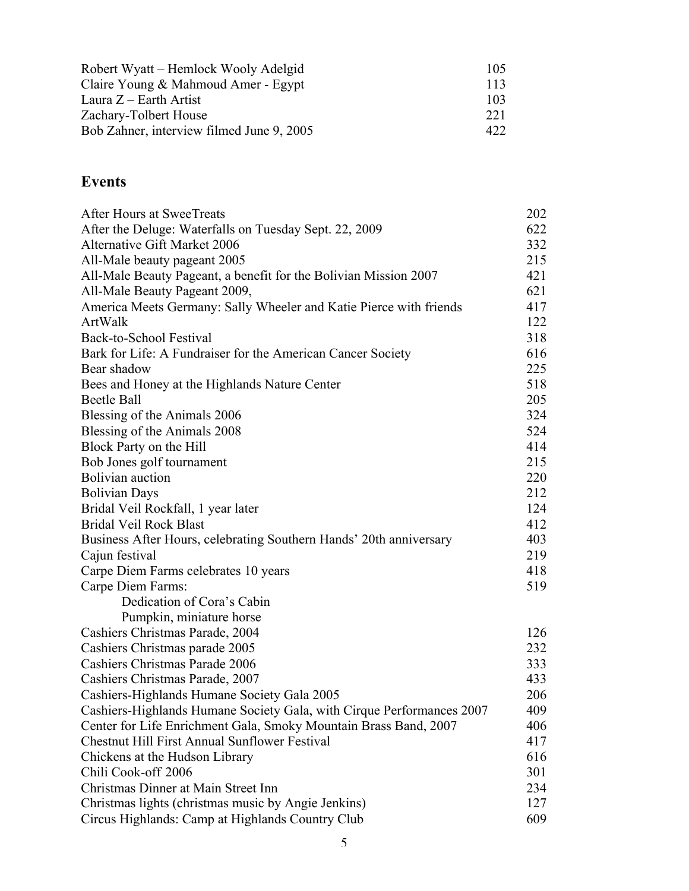| | |
|---|---|
| Robert Wyatt – Hemlock Wooly Adelgid | 105 |
| Claire Young & Mahmoud Amer - Egypt | 113 |
| Laura Z – Earth Artist | 103 |
| Zachary-Tolbert House | 221 |
| Bob Zahner, interview filmed June 9, 2005 | 422 |

## Events

| | |
|---|---|
| After Hours at SweeTreats | 202 |
| After the Deluge: Waterfalls on Tuesday Sept. 22, 2009 | 622 |
| Alternative Gift Market 2006 | 332 |
| All-Male beauty pageant 2005 | 215 |
| All-Male Beauty Pageant, a benefit for the Bolivian Mission 2007 | 421 |
| All-Male Beauty Pageant 2009, | 621 |
| America Meets Germany: Sally Wheeler and Katie Pierce with friends | 417 |
| ArtWalk | 122 |
| Back-to-School Festival | 318 |
| Bark for Life: A Fundraiser for the American Cancer Society | 616 |
| Bear shadow | 225 |
| Bees and Honey at the Highlands Nature Center | 518 |
| Beetle Ball | 205 |
| Blessing of the Animals 2006 | 324 |
| Blessing of the Animals 2008 | 524 |
| Block Party on the Hill | 414 |
| Bob Jones golf tournament | 215 |
| Bolivian auction | 220 |
| Bolivian Days | 212 |
| Bridal Veil Rockfall, 1 year later | 124 |
| Bridal Veil Rock Blast | 412 |
| Business After Hours, celebrating Southern Hands' 20th anniversary | 403 |
| Cajun festival | 219 |
| Carpe Diem Farms celebrates 10 years | 418 |
| Carpe Diem Farms: | 519 |
| Dedication of Cora's Cabin | |
| Pumpkin, miniature horse | |
| Cashiers Christmas Parade, 2004 | 126 |
| Cashiers Christmas parade 2005 | 232 |
| Cashiers Christmas Parade 2006 | 333 |
| Cashiers Christmas Parade, 2007 | 433 |
| Cashiers-Highlands Humane Society Gala 2005 | 206 |
| Cashiers-Highlands Humane Society Gala, with Cirque Performances 2007 | 409 |
| Center for Life Enrichment Gala, Smoky Mountain Brass Band, 2007 | 406 |
| Chestnut Hill First Annual Sunflower Festival | 417 |
| Chickens at the Hudson Library | 616 |
| Chili Cook-off 2006 | 301 |
| Christmas Dinner at Main Street Inn | 234 |
| Christmas lights (christmas music by Angie Jenkins) | 127 |
| Circus Highlands: Camp at Highlands Country Club | 609 |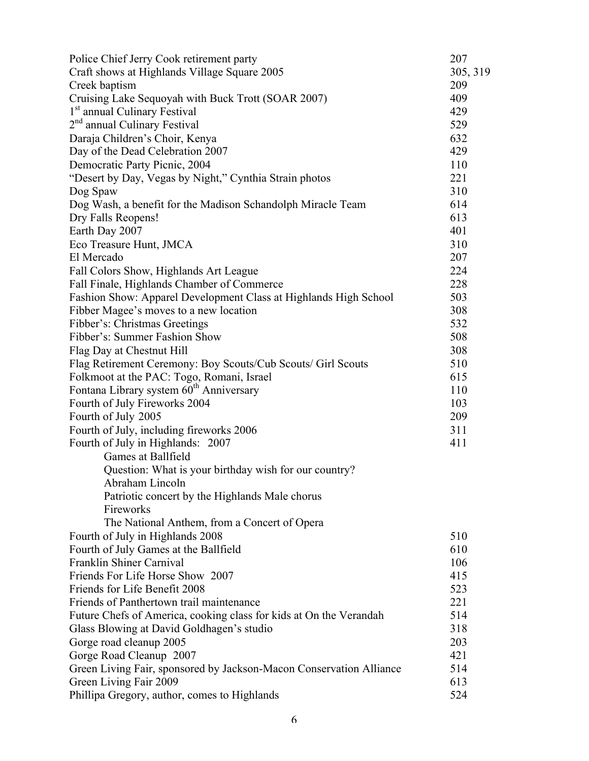| | |
|---|---|
| Police Chief Jerry Cook retirement party | 207 |
| Craft shows at Highlands Village Square 2005 | 305, 319 |
| Creek baptism | 209 |
| Cruising Lake Sequoyah with Buck Trott (SOAR 2007) | 409 |
| 1st annual Culinary Festival | 429 |
| 2nd annual Culinary Festival | 529 |
| Daraja Children's Choir, Kenya | 632 |
| Day of the Dead Celebration 2007 | 429 |
| Democratic Party Picnic, 2004 | 110 |
| "Desert by Day, Vegas by Night," Cynthia Strain photos | 221 |
| Dog Spaw | 310 |
| Dog Wash, a benefit for the Madison Schandolph Miracle Team | 614 |
| Dry Falls Reopens! | 613 |
| Earth Day 2007 | 401 |
| Eco Treasure Hunt, JMCA | 310 |
| El Mercado | 207 |
| Fall Colors Show, Highlands Art League | 224 |
| Fall Finale, Highlands Chamber of Commerce | 228 |
| Fashion Show: Apparel Development Class at Highlands High School | 503 |
| Fibber Magee's moves to a new location | 308 |
| Fibber's: Christmas Greetings | 532 |
| Fibber's: Summer Fashion Show | 508 |
| Flag Day at Chestnut Hill | 308 |
| Flag Retirement Ceremony: Boy Scouts/Cub Scouts/ Girl Scouts | 510 |
| Folkmoot at the PAC: Togo, Romani, Israel | 615 |
| Fontana Library system 60th Anniversary | 110 |
| Fourth of July Fireworks 2004 | 103 |
| Fourth of July 2005 | 209 |
| Fourth of July, including fireworks 2006 | 311 |
| Fourth of July in Highlands: 2007 | 411 |
| Games at Ballfield | |
| Question: What is your birthday wish for our country? | |
| Abraham Lincoln | |
| Patriotic concert by the Highlands Male chorus | |
| Fireworks | |
| The National Anthem, from a Concert of Opera | |
| Fourth of July in Highlands 2008 | 510 |
| Fourth of July Games at the Ballfield | 610 |
| Franklin Shiner Carnival | 106 |
| Friends For Life Horse Show 2007 | 415 |
| Friends for Life Benefit 2008 | 523 |
| Friends of Panthertown trail maintenance | 221 |
| Future Chefs of America, cooking class for kids at On the Verandah | 514 |
| Glass Blowing at David Goldhagen's studio | 318 |
| Gorge road cleanup 2005 | 203 |
| Gorge Road Cleanup 2007 | 421 |
| Green Living Fair, sponsored by Jackson-Macon Conservation Alliance | 514 |
| Green Living Fair 2009 | 613 |
| Phillipa Gregory, author, comes to Highlands | 524 |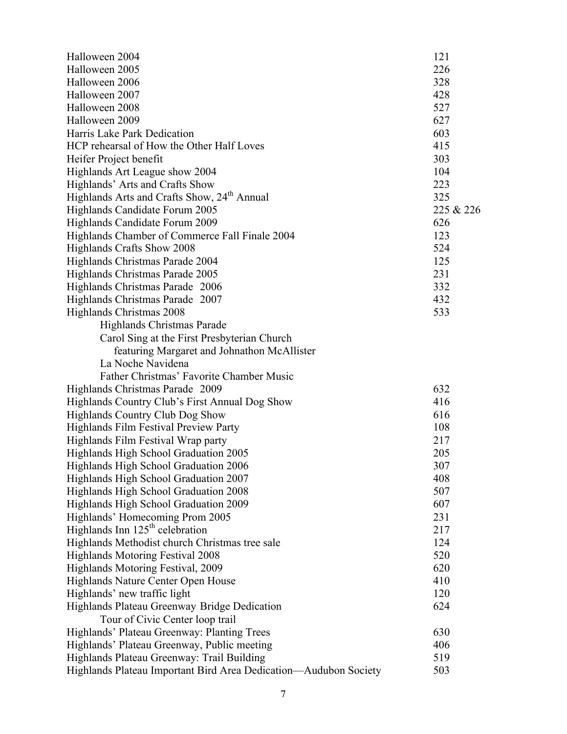| | |
|---|---|
| Halloween 2004 | 121 |
| Halloween 2005 | 226 |
| Halloween 2006 | 328 |
| Halloween 2007 | 428 |
| Halloween 2008 | 527 |
| Halloween 2009 | 627 |
| Harris Lake Park Dedication | 603 |
| HCP rehearsal of How the Other Half Loves | 415 |
| Heifer Project benefit | 303 |
| Highlands Art League show 2004 | 104 |
| Highlands' Arts and Crafts Show | 223 |
| Highlands Arts and Crafts Show, 24th Annual | 325 |
| Highlands Candidate Forum 2005 | 225 & 226 |
| Highlands Candidate Forum 2009 | 626 |
| Highlands Chamber of Commerce Fall Finale 2004 | 123 |
| Highlands Crafts Show 2008 | 524 |
| Highlands Christmas Parade 2004 | 125 |
| Highlands Christmas Parade 2005 | 231 |
| Highlands Christmas Parade 2006 | 332 |
| Highlands Christmas Parade 2007 | 432 |
| Highlands Christmas 2008 | 533 |
| Highlands Christmas Parade | |
| Carol Sing at the First Presbyterian Church | |
| featuring Margaret and Johnathon McAllister | |
| La Noche Navidena | |
| Father Christmas' Favorite Chamber Music | |
| Highlands Christmas Parade 2009 | 632 |
| Highlands Country Club's First Annual Dog Show | 416 |
| Highlands Country Club Dog Show | 616 |
| Highlands Film Festival Preview Party | 108 |
| Highlands Film Festival Wrap party | 217 |
| Highlands High School Graduation 2005 | 205 |
| Highlands High School Graduation 2006 | 307 |
| Highlands High School Graduation 2007 | 408 |
| Highlands High School Graduation 2008 | 507 |
| Highlands High School Graduation 2009 | 607 |
| Highlands' Homecoming Prom 2005 | 231 |
| Highlands Inn 125th celebration | 217 |
| Highlands Methodist church Christmas tree sale | 124 |
| Highlands Motoring Festival 2008 | 520 |
| Highlands Motoring Festival, 2009 | 620 |
| Highlands Nature Center Open House | 410 |
| Highlands' new traffic light | 120 |
| Highlands Plateau Greenway Bridge Dedication | 624 |
| Tour of Civic Center loop trail | |
| Highlands' Plateau Greenway: Planting Trees | 630 |
| Highlands' Plateau Greenway, Public meeting | 406 |
| Highlands Plateau Greenway: Trail Building | 519 |
| Highlands Plateau Important Bird Area Dedication—Audubon Society | 503 |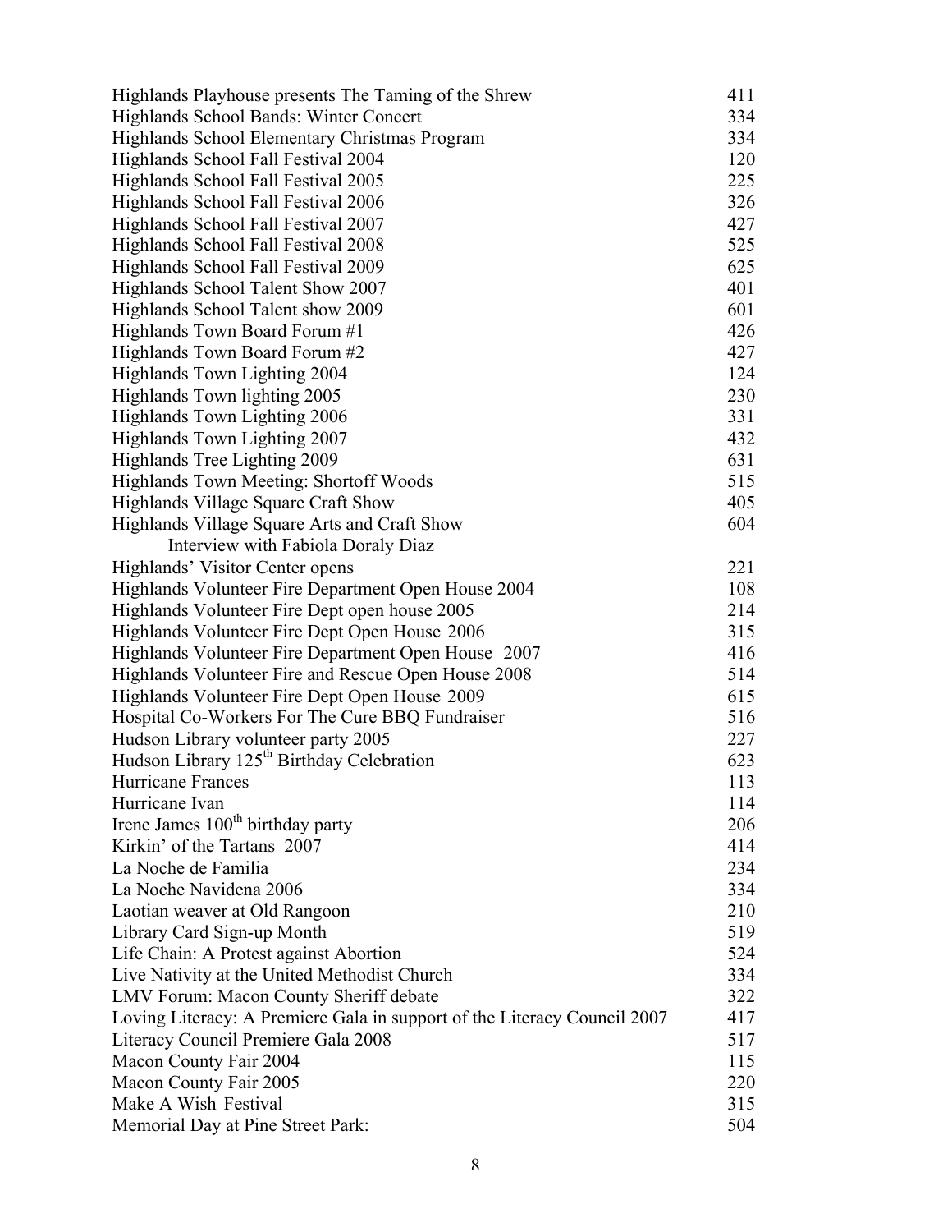| | |
|---|---|
| Highlands Playhouse presents The Taming of the Shrew | 411 |
| Highlands School Bands: Winter Concert | 334 |
| Highlands School Elementary Christmas Program | 334 |
| Highlands School Fall Festival 2004 | 120 |
| Highlands School Fall Festival 2005 | 225 |
| Highlands School Fall Festival 2006 | 326 |
| Highlands School Fall Festival 2007 | 427 |
| Highlands School Fall Festival 2008 | 525 |
| Highlands School Fall Festival 2009 | 625 |
| Highlands School Talent Show 2007 | 401 |
| Highlands School Talent show 2009 | 601 |
| Highlands Town Board Forum #1 | 426 |
| Highlands Town Board Forum #2 | 427 |
| Highlands Town Lighting 2004 | 124 |
| Highlands Town lighting 2005 | 230 |
| Highlands Town Lighting 2006 | 331 |
| Highlands Town Lighting 2007 | 432 |
| Highlands Tree Lighting 2009 | 631 |
| Highlands Town Meeting: Shortoff Woods | 515 |
| Highlands Village Square Craft Show | 405 |
| Highlands Village Square Arts and Craft Show | 604 |
| Interview with Fabiola Doraly Diaz | |
| Highlands' Visitor Center opens | 221 |
| Highlands Volunteer Fire Department Open House 2004 | 108 |
| Highlands Volunteer Fire Dept open house 2005 | 214 |
| Highlands Volunteer Fire Dept Open House 2006 | 315 |
| Highlands Volunteer Fire Department Open House 2007 | 416 |
| Highlands Volunteer Fire and Rescue Open House 2008 | 514 |
| Highlands Volunteer Fire Dept Open House 2009 | 615 |
| Hospital Co-Workers For The Cure BBQ Fundraiser | 516 |
| Hudson Library volunteer party 2005 | 227 |
| Hudson Library 125th Birthday Celebration | 623 |
| Hurricane Frances | 113 |
| Hurricane Ivan | 114 |
| Irene James 100th birthday party | 206 |
| Kirkin' of the Tartans 2007 | 414 |
| La Noche de Familia | 234 |
| La Noche Navidena 2006 | 334 |
| Laotian weaver at Old Rangoon | 210 |
| Library Card Sign-up Month | 519 |
| Life Chain: A Protest against Abortion | 524 |
| Live Nativity at the United Methodist Church | 334 |
| LMV Forum: Macon County Sheriff debate | 322 |
| Loving Literacy: A Premiere Gala in support of the Literacy Council 2007 | 417 |
| Literacy Council Premiere Gala 2008 | 517 |
| Macon County Fair 2004 | 115 |
| Macon County Fair 2005 | 220 |
| Make A Wish Festival | 315 |
| Memorial Day at Pine Street Park: | 504 |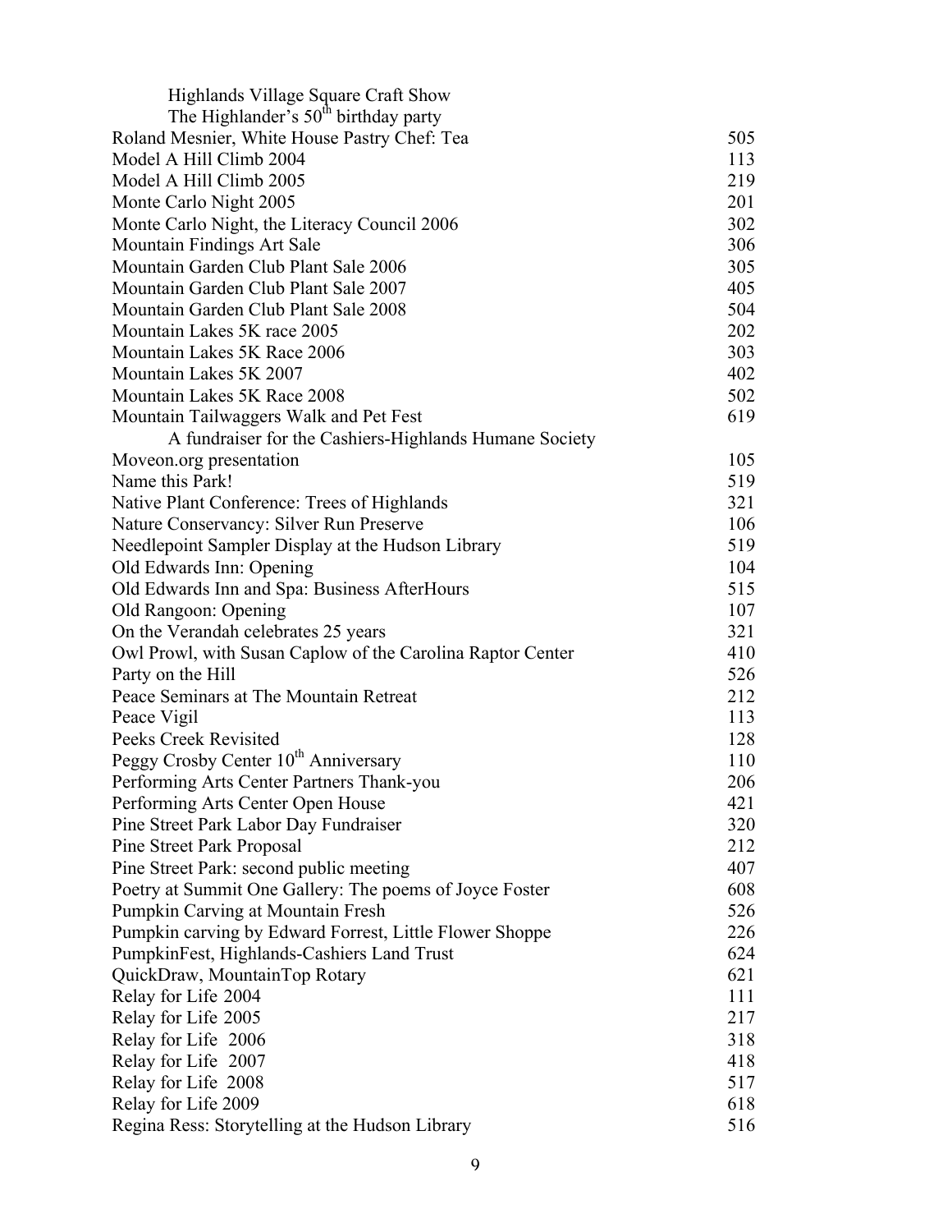| | |
|---|---|
| Highlands Village Square Craft Show | |
| The Highlander's 50th birthday party | |
| Roland Mesnier, White House Pastry Chef: Tea | 505 |
| Model A Hill Climb 2004 | 113 |
| Model A Hill Climb 2005 | 219 |
| Monte Carlo Night 2005 | 201 |
| Monte Carlo Night, the Literacy Council 2006 | 302 |
| Mountain Findings Art Sale | 306 |
| Mountain Garden Club Plant Sale 2006 | 305 |
| Mountain Garden Club Plant Sale 2007 | 405 |
| Mountain Garden Club Plant Sale 2008 | 504 |
| Mountain Lakes 5K race 2005 | 202 |
| Mountain Lakes 5K Race 2006 | 303 |
| Mountain Lakes 5K 2007 | 402 |
| Mountain Lakes 5K Race 2008 | 502 |
| Mountain Tailwaggers Walk and Pet Fest | 619 |
| A fundraiser for the Cashiers-Highlands Humane Society | |
| Moveon.org presentation | 105 |
| Name this Park! | 519 |
| Native Plant Conference: Trees of Highlands | 321 |
| Nature Conservancy: Silver Run Preserve | 106 |
| Needlepoint Sampler Display at the Hudson Library | 519 |
| Old Edwards Inn: Opening | 104 |
| Old Edwards Inn and Spa: Business AfterHours | 515 |
| Old Rangoon: Opening | 107 |
| On the Verandah celebrates 25 years | 321 |
| Owl Prowl, with Susan Caplow of the Carolina Raptor Center | 410 |
| Party on the Hill | 526 |
| Peace Seminars at The Mountain Retreat | 212 |
| Peace Vigil | 113 |
| Peeks Creek Revisited | 128 |
| Peggy Crosby Center 10th Anniversary | 110 |
| Performing Arts Center Partners Thank-you | 206 |
| Performing Arts Center Open House | 421 |
| Pine Street Park Labor Day Fundraiser | 320 |
| Pine Street Park Proposal | 212 |
| Pine Street Park: second public meeting | 407 |
| Poetry at Summit One Gallery: The poems of Joyce Foster | 608 |
| Pumpkin Carving at Mountain Fresh | 526 |
| Pumpkin carving by Edward Forrest, Little Flower Shoppe | 226 |
| PumpkinFest, Highlands-Cashiers Land Trust | 624 |
| QuickDraw, MountainTop Rotary | 621 |
| Relay for Life 2004 | 111 |
| Relay for Life 2005 | 217 |
| Relay for Life 2006 | 318 |
| Relay for Life 2007 | 418 |
| Relay for Life 2008 | 517 |
| Relay for Life 2009 | 618 |
| Regina Ress: Storytelling at the Hudson Library | 516 |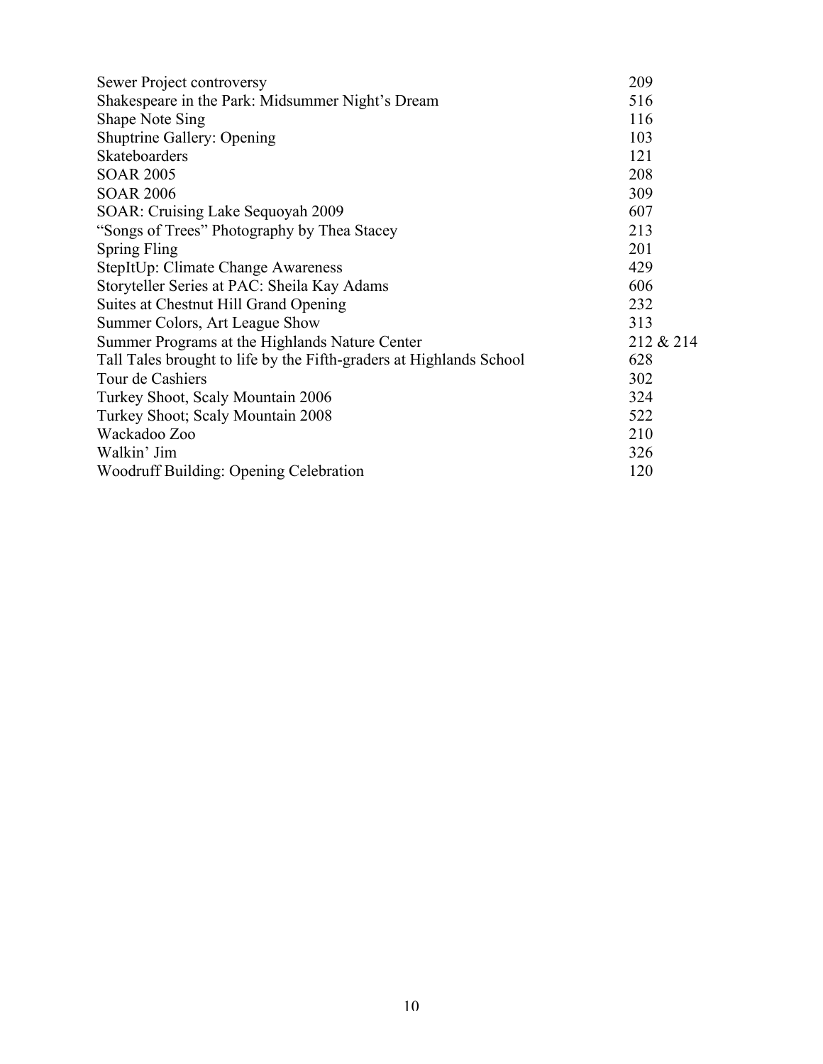| | |
|---|---|
| Sewer Project controversy | 209 |
| Shakespeare in the Park: Midsummer Night's Dream | 516 |
| Shape Note Sing | 116 |
| Shuptrine Gallery: Opening | 103 |
| Skateboarders | 121 |
| SOAR 2005 | 208 |
| SOAR 2006 | 309 |
| SOAR: Cruising Lake Sequoyah 2009 | 607 |
| "Songs of Trees" Photography by Thea Stacey | 213 |
| Spring Fling | 201 |
| StepItUp: Climate Change Awareness | 429 |
| Storyteller Series at PAC: Sheila Kay Adams | 606 |
| Suites at Chestnut Hill Grand Opening | 232 |
| Summer Colors, Art League Show | 313 |
| Summer Programs at the Highlands Nature Center | 212 & 214 |
| Tall Tales brought to life by the Fifth-graders at Highlands School | 628 |
| Tour de Cashiers | 302 |
| Turkey Shoot, Scaly Mountain 2006 | 324 |
| Turkey Shoot; Scaly Mountain 2008 | 522 |
| Wackadoo Zoo | 210 |
| Walkin' Jim | 326 |
| Woodruff Building: Opening Celebration | 120 |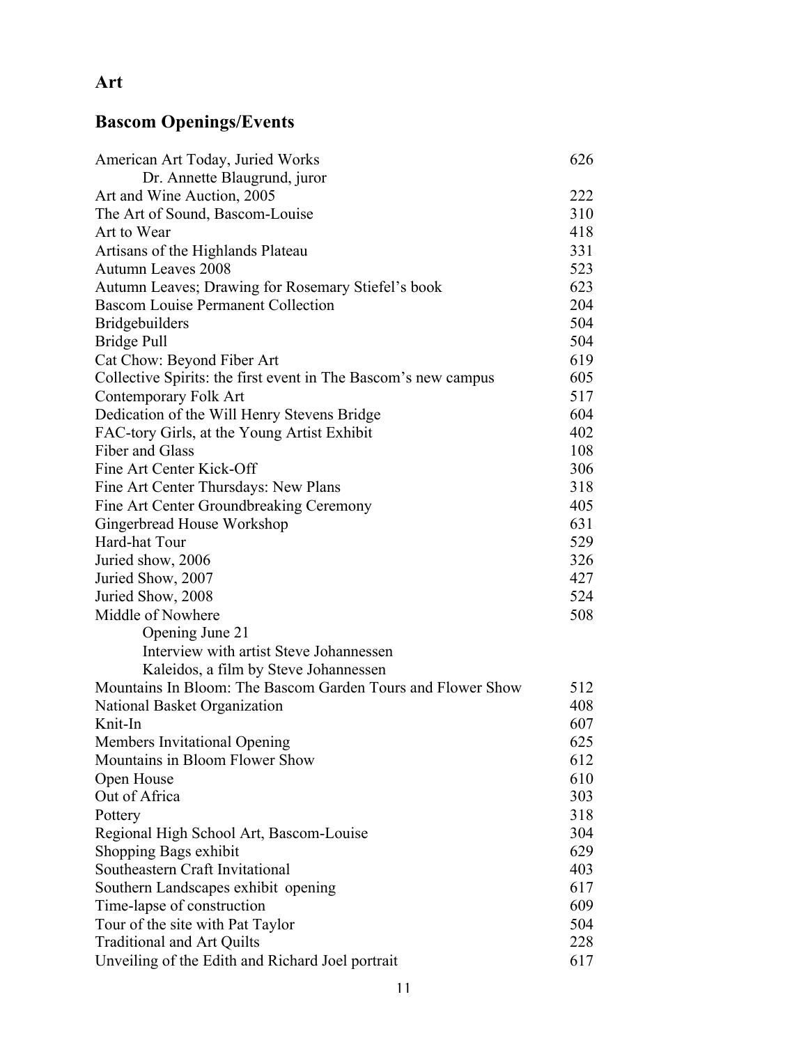## Art

## Bascom Openings/Events

| | |
|---|---|
| American Art Today, Juried Works<br>Dr. Annette Blaugrund, juror | 626 |
| Art and Wine Auction, 2005 | 222 |
| The Art of Sound, Bascom-Louise | 310 |
| Art to Wear | 418 |
| Artisans of the Highlands Plateau | 331 |
| Autumn Leaves 2008 | 523 |
| Autumn Leaves; Drawing for Rosemary Stiefel's book | 623 |
| Bascom Louise Permanent Collection | 204 |
| Bridgebuilders | 504 |
| Bridge Pull | 504 |
| Cat Chow: Beyond Fiber Art | 619 |
| Collective Spirits: the first event in The Bascom's new campus | 605 |
| Contemporary Folk Art | 517 |
| Dedication of the Will Henry Stevens Bridge | 604 |
| FAC-tory Girls, at the Young Artist Exhibit | 402 |
| Fiber and Glass | 108 |
| Fine Art Center Kick-Off | 306 |
| Fine Art Center Thursdays: New Plans | 318 |
| Fine Art Center Groundbreaking Ceremony | 405 |
| Gingerbread House Workshop | 631 |
| Hard-hat Tour | 529 |
| Juried show, 2006 | 326 |
| Juried Show, 2007 | 427 |
| Juried Show, 2008 | 524 |
| Middle of Nowhere<br>Opening June 21<br>Interview with artist Steve Johannessen<br>Kaleidos, a film by Steve Johannessen | 508 |
| Mountains In Bloom: The Bascom Garden Tours and Flower Show | 512 |
| National Basket Organization | 408 |
| Knit-In | 607 |
| Members Invitational Opening | 625 |
| Mountains in Bloom Flower Show | 612 |
| Open House | 610 |
| Out of Africa | 303 |
| Pottery | 318 |
| Regional High School Art, Bascom-Louise | 304 |
| Shopping Bags exhibit | 629 |
| Southeastern Craft Invitational | 403 |
| Southern Landscapes exhibit opening | 617 |
| Time-lapse of construction | 609 |
| Tour of the site with Pat Taylor | 504 |
| Traditional and Art Quilts | 228 |
| Unveiling of the Edith and Richard Joel portrait | 617 |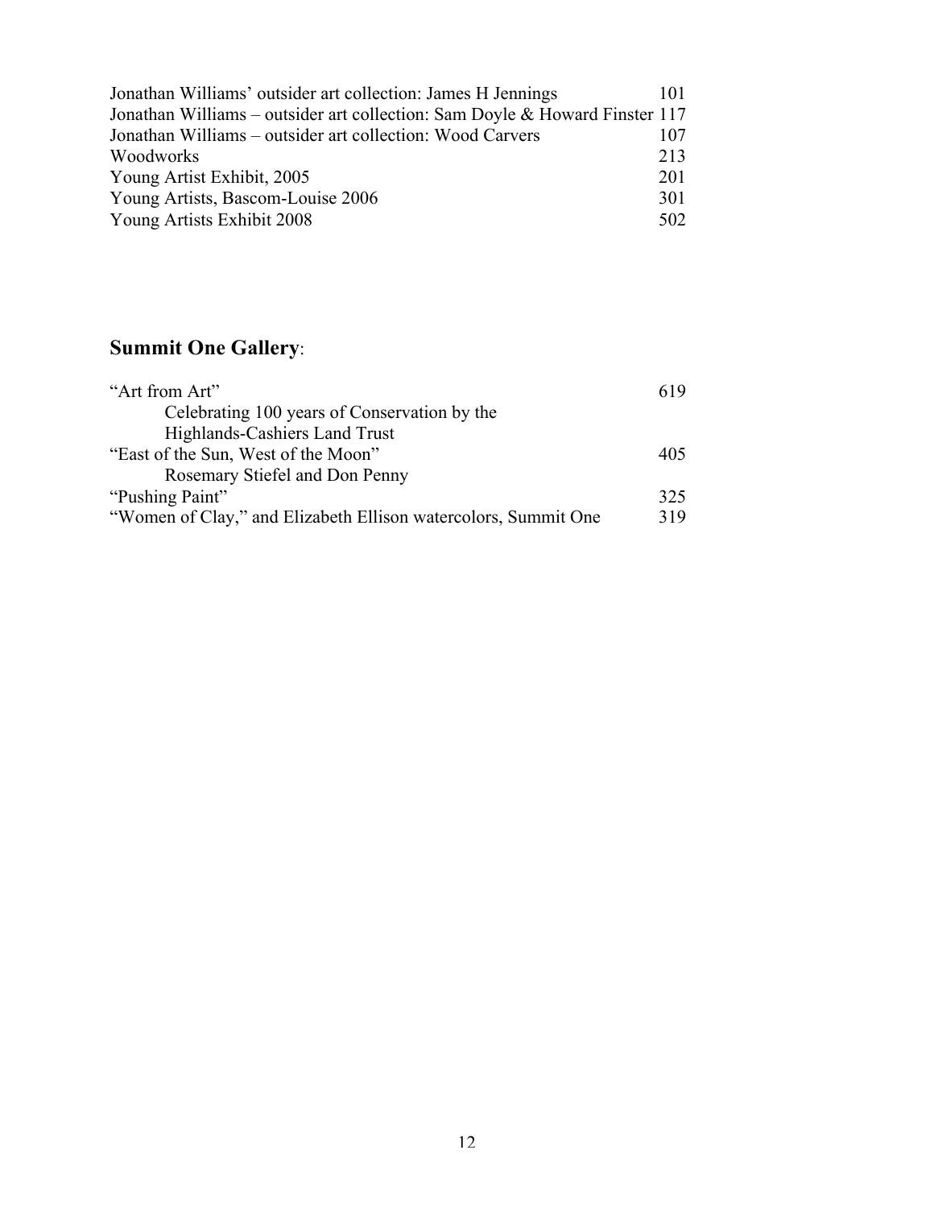Jonathan Williams' outsider art collection: James H Jennings 101
Jonathan Williams – outsider art collection: Sam Doyle & Howard Finster 117
Jonathan Williams – outsider art collection: Wood Carvers 107
Woodworks 213
Young Artist Exhibit, 2005 201
Young Artists, Bascom-Louise 2006 301
Young Artists Exhibit 2008 502

## **Summit One Gallery**:

"Art from Art" 619
    Celebrating 100 years of Conservation by the
    Highlands-Cashiers Land Trust
"East of the Sun, West of the Moon" 405
    Rosemary Stiefel and Don Penny
"Pushing Paint" 325
"Women of Clay," and Elizabeth Ellison watercolors, Summit One 319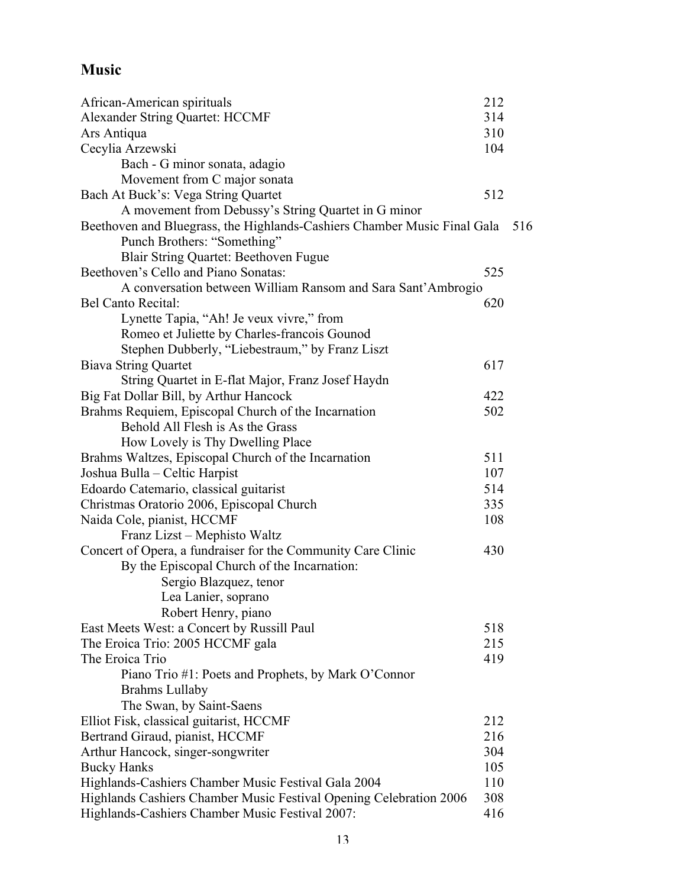## Music

| | |
|---|---|
| African-American spirituals | 212 |
| Alexander String Quartet: HCCMF | 314 |
| Ars Antiqua | 310 |
| Cecylia Arzewski | 104 |
|     Bach - G minor sonata, adagio | |
|     Movement from C major sonata | |
| Bach At Buck's: Vega String Quartet | 512 |
|     A movement from Debussy's String Quartet in G minor | |
| Beethoven and Bluegrass, the Highlands-Cashiers Chamber Music Final Gala | 516 |
|     Punch Brothers: "Something" | |
|     Blair String Quartet: Beethoven Fugue | |
| Beethoven's Cello and Piano Sonatas: | 525 |
|     A conversation between William Ransom and Sara Sant'Ambrogio | |
| Bel Canto Recital: | 620 |
|     Lynette Tapia, "Ah! Je veux vivre," from | |
|     Romeo et Juliette by Charles-francois Gounod | |
|     Stephen Dubberly, "Liebestraum," by Franz Liszt | |
| Biava String Quartet | 617 |
|     String Quartet in E-flat Major, Franz Josef Haydn | |
| Big Fat Dollar Bill, by Arthur Hancock | 422 |
| Brahms Requiem, Episcopal Church of the Incarnation | 502 |
|     Behold All Flesh is As the Grass | |
|     How Lovely is Thy Dwelling Place | |
| Brahms Waltzes, Episcopal Church of the Incarnation | 511 |
| Joshua Bulla – Celtic Harpist | 107 |
| Edoardo Catemario, classical guitarist | 514 |
| Christmas Oratorio 2006, Episcopal Church | 335 |
| Naida Cole, pianist, HCCMF | 108 |
|     Franz Lizst – Mephisto Waltz | |
| Concert of Opera, a fundraiser for the Community Care Clinic | 430 |
|     By the Episcopal Church of the Incarnation: | |
|         Sergio Blazquez, tenor | |
|         Lea Lanier, soprano | |
|         Robert Henry, piano | |
| East Meets West: a Concert by Russill Paul | 518 |
| The Eroica Trio: 2005 HCCMF gala | 215 |
| The Eroica Trio | 419 |
|     Piano Trio #1: Poets and Prophets, by Mark O'Connor | |
|     Brahms Lullaby | |
|     The Swan, by Saint-Saens | |
| Elliot Fisk, classical guitarist, HCCMF | 212 |
| Bertrand Giraud, pianist, HCCMF | 216 |
| Arthur Hancock, singer-songwriter | 304 |
| Bucky Hanks | 105 |
| Highlands-Cashiers Chamber Music Festival Gala 2004 | 110 |
| Highlands Cashiers Chamber Music Festival Opening Celebration 2006 | 308 |
| Highlands-Cashiers Chamber Music Festival 2007: | 416 |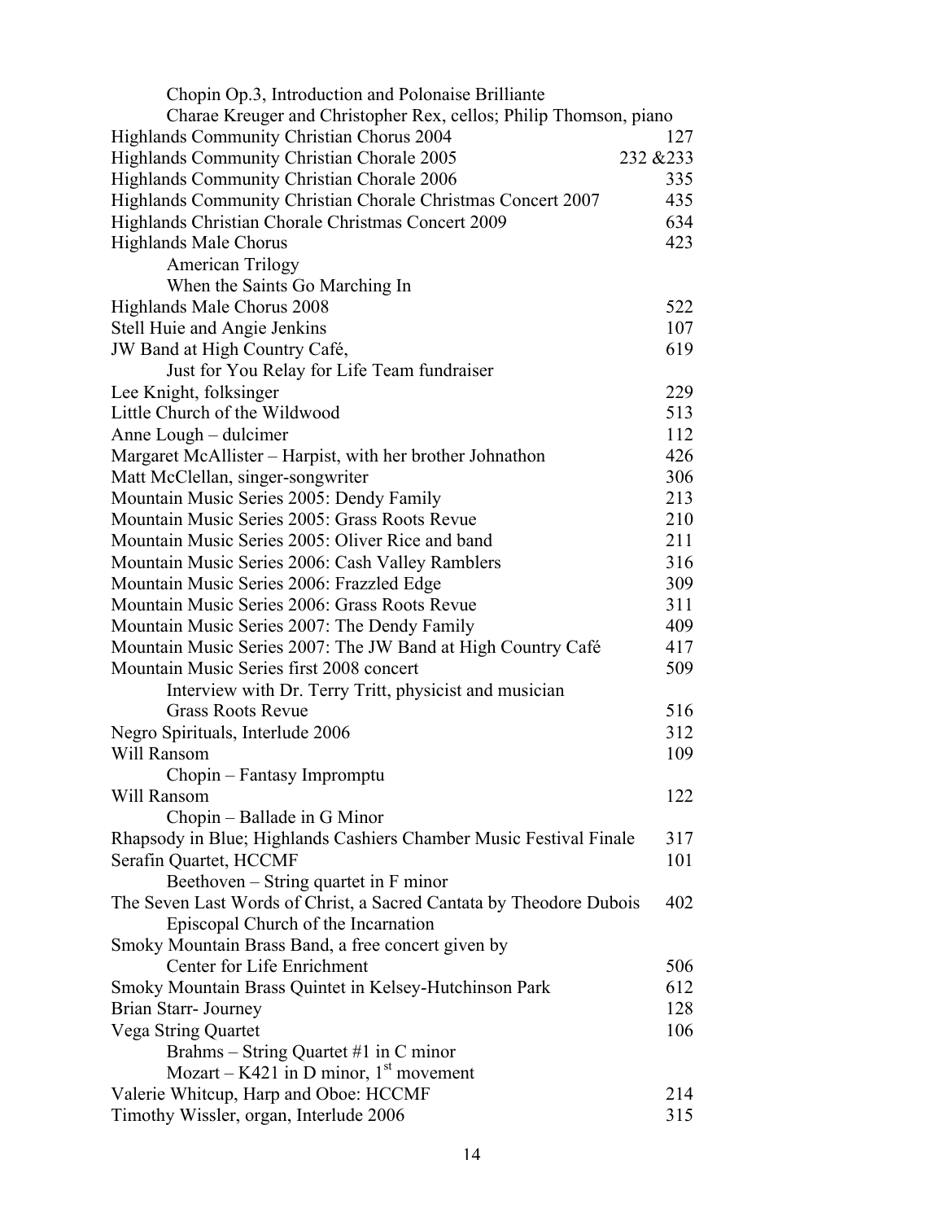Chopin Op.3, Introduction and Polonaise Brilliante
Charae Kreuger and Christopher Rex, cellos; Philip Thomson, piano

| | |
|---|---|
| Highlands Community Christian Chorus 2004 | 127 |
| Highlands Community Christian Chorale 2005 | 232 &233 |
| Highlands Community Christian Chorale 2006 | 335 |
| Highlands Community Christian Chorale Christmas Concert 2007 | 435 |
| Highlands Christian Chorale Christmas Concert 2009 | 634 |
| Highlands Male Chorus<br>American Trilogy<br>When the Saints Go Marching In | 423 |
| Highlands Male Chorus 2008 | 522 |
| Stell Huie and Angie Jenkins | 107 |
| JW Band at High Country Café,<br>Just for You Relay for Life Team fundraiser | 619 |
| Lee Knight, folksinger | 229 |
| Little Church of the Wildwood | 513 |
| Anne Lough – dulcimer | 112 |
| Margaret McAllister – Harpist, with her brother Johnathon | 426 |
| Matt McClellan, singer-songwriter | 306 |
| Mountain Music Series 2005: Dendy Family | 213 |
| Mountain Music Series 2005: Grass Roots Revue | 210 |
| Mountain Music Series 2005: Oliver Rice and band | 211 |
| Mountain Music Series 2006: Cash Valley Ramblers | 316 |
| Mountain Music Series 2006: Frazzled Edge | 309 |
| Mountain Music Series 2006: Grass Roots Revue | 311 |
| Mountain Music Series 2007: The Dendy Family | 409 |
| Mountain Music Series 2007: The JW Band at High Country Café | 417 |
| Mountain Music Series first 2008 concert<br>Interview with Dr. Terry Tritt, physicist and musician | 509 |
| Grass Roots Revue | 516 |
| Negro Spirituals, Interlude 2006 | 312 |
| Will Ransom<br>Chopin – Fantasy Impromptu | 109 |
| Will Ransom<br>Chopin – Ballade in G Minor | 122 |
| Rhapsody in Blue; Highlands Cashiers Chamber Music Festival Finale | 317 |
| Serafin Quartet, HCCMF<br>Beethoven – String quartet in F minor | 101 |
| The Seven Last Words of Christ, a Sacred Cantata by Theodore Dubois<br>Episcopal Church of the Incarnation | 402 |
| Smoky Mountain Brass Band, a free concert given by<br>Center for Life Enrichment | 506 |
| Smoky Mountain Brass Quintet in Kelsey-Hutchinson Park | 612 |
| Brian Starr- Journey | 128 |
| Vega String Quartet<br>Brahms – String Quartet #1 in C minor<br>Mozart – K421 in D minor, 1st movement | 106 |
| Valerie Whitcup, Harp and Oboe: HCCMF | 214 |
| Timothy Wissler, organ, Interlude 2006 | 315 |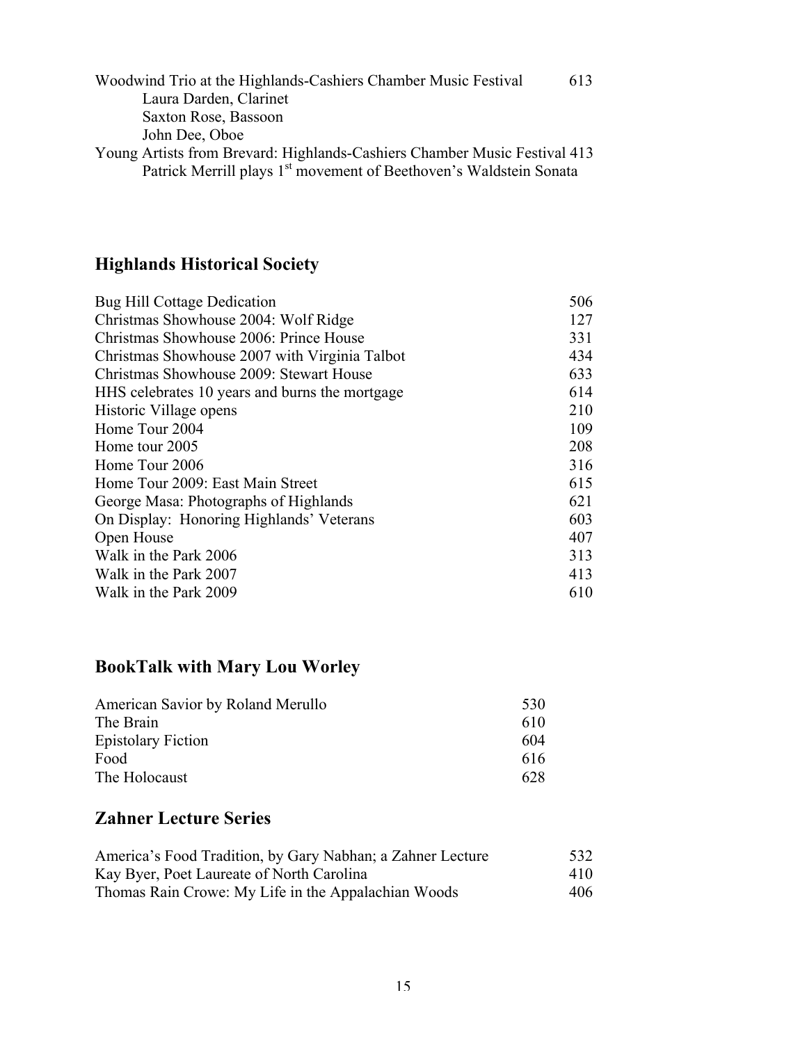Woodwind Trio at the Highlands-Cashiers Chamber Music Festival 613

Laura Darden, Clarinet

Saxton Rose, Bassoon

John Dee, Oboe

Young Artists from Brevard: Highlands-Cashiers Chamber Music Festival 413

Patrick Merrill plays 1st movement of Beethoven's Waldstein Sonata

## Highlands Historical Society

| | |
|---|---|
| Bug Hill Cottage Dedication | 506 |
| Christmas Showhouse 2004: Wolf Ridge | 127 |
| Christmas Showhouse 2006: Prince House | 331 |
| Christmas Showhouse 2007 with Virginia Talbot | 434 |
| Christmas Showhouse 2009: Stewart House | 633 |
| HHS celebrates 10 years and burns the mortgage | 614 |
| Historic Village opens | 210 |
| Home Tour 2004 | 109 |
| Home tour 2005 | 208 |
| Home Tour 2006 | 316 |
| Home Tour 2009: East Main Street | 615 |
| George Masa: Photographs of Highlands | 621 |
| On Display: Honoring Highlands' Veterans | 603 |
| Open House | 407 |
| Walk in the Park 2006 | 313 |
| Walk in the Park 2007 | 413 |
| Walk in the Park 2009 | 610 |

## BookTalk with Mary Lou Worley

| | |
|---|---|
| American Savior by Roland Merullo | 530 |
| The Brain | 610 |
| Epistolary Fiction | 604 |
| Food | 616 |
| The Holocaust | 628 |

## Zahner Lecture Series

| | |
|---|---|
| America's Food Tradition, by Gary Nabhan; a Zahner Lecture | 532 |
| Kay Byer, Poet Laureate of North Carolina | 410 |
| Thomas Rain Crowe: My Life in the Appalachian Woods | 406 |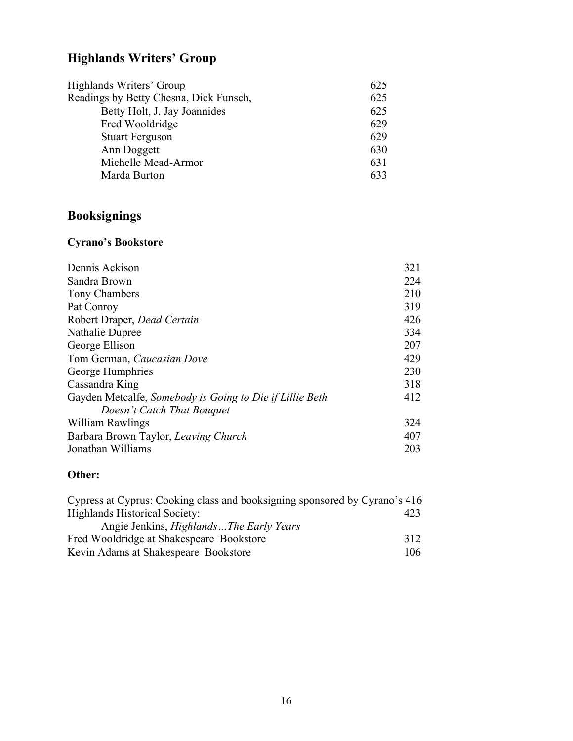## Highlands Writers' Group

| | |
|---|---|
| Highlands Writers' Group | 625 |
| Readings by Betty Chesna, Dick Funsch, | 625 |
| Betty Holt, J. Jay Joannides | 625 |
| Fred Wooldridge | 629 |
| Stuart Ferguson | 629 |
| Ann Doggett | 630 |
| Michelle Mead-Armor | 631 |
| Marda Burton | 633 |

## Booksignings

### Cyrano's Bookstore

| | |
|---|---|
| Dennis Ackison | 321 |
| Sandra Brown | 224 |
| Tony Chambers | 210 |
| Pat Conroy | 319 |
| Robert Draper, *Dead Certain* | 426 |
| Nathalie Dupree | 334 |
| George Ellison | 207 |
| Tom German, *Caucasian Dove* | 429 |
| George Humphries | 230 |
| Cassandra King | 318 |
| Gayden Metcalfe, *Somebody is Going to Die if Lillie Beth Doesn't Catch That Bouquet* | 412 |
| William Rawlings | 324 |
| Barbara Brown Taylor, *Leaving Church* | 407 |
| Jonathan Williams | 203 |

### Other:

| | |
|---|---|
| Cypress at Cyprus: Cooking class and booksigning sponsored by Cyrano's | 416 |
| Highlands Historical Society: Angie Jenkins, *Highlands…The Early Years* | 423 |
| Fred Wooldridge at Shakespeare Bookstore | 312 |
| Kevin Adams at Shakespeare Bookstore | 106 |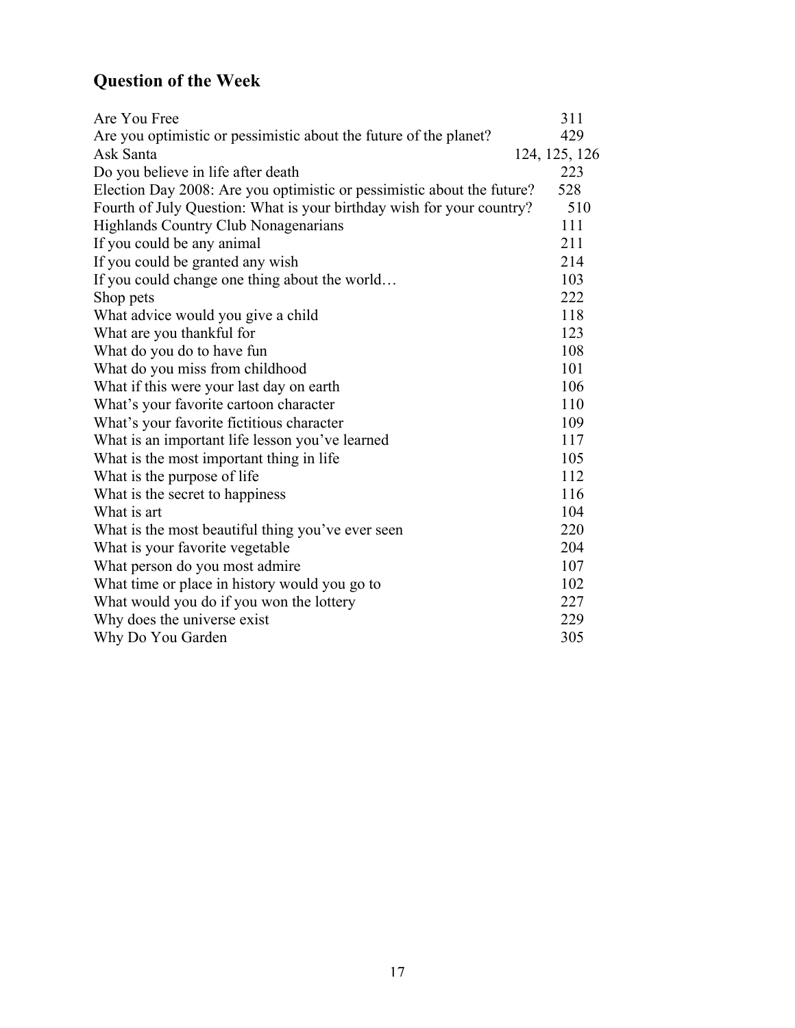## Question of the Week

| | |
|---|---|
| Are You Free | 311 |
| Are you optimistic or pessimistic about the future of the planet? | 429 |
| Ask Santa | 124, 125, 126 |
| Do you believe in life after death | 223 |
| Election Day 2008: Are you optimistic or pessimistic about the future? | 528 |
| Fourth of July Question: What is your birthday wish for your country? | 510 |
| Highlands Country Club Nonagenarians | 111 |
| If you could be any animal | 211 |
| If you could be granted any wish | 214 |
| If you could change one thing about the world… | 103 |
| Shop pets | 222 |
| What advice would you give a child | 118 |
| What are you thankful for | 123 |
| What do you do to have fun | 108 |
| What do you miss from childhood | 101 |
| What if this were your last day on earth | 106 |
| What's your favorite cartoon character | 110 |
| What's your favorite fictitious character | 109 |
| What is an important life lesson you've learned | 117 |
| What is the most important thing in life | 105 |
| What is the purpose of life | 112 |
| What is the secret to happiness | 116 |
| What is art | 104 |
| What is the most beautiful thing you've ever seen | 220 |
| What is your favorite vegetable | 204 |
| What person do you most admire | 107 |
| What time or place in history would you go to | 102 |
| What would you do if you won the lottery | 227 |
| Why does the universe exist | 229 |
| Why Do You Garden | 305 |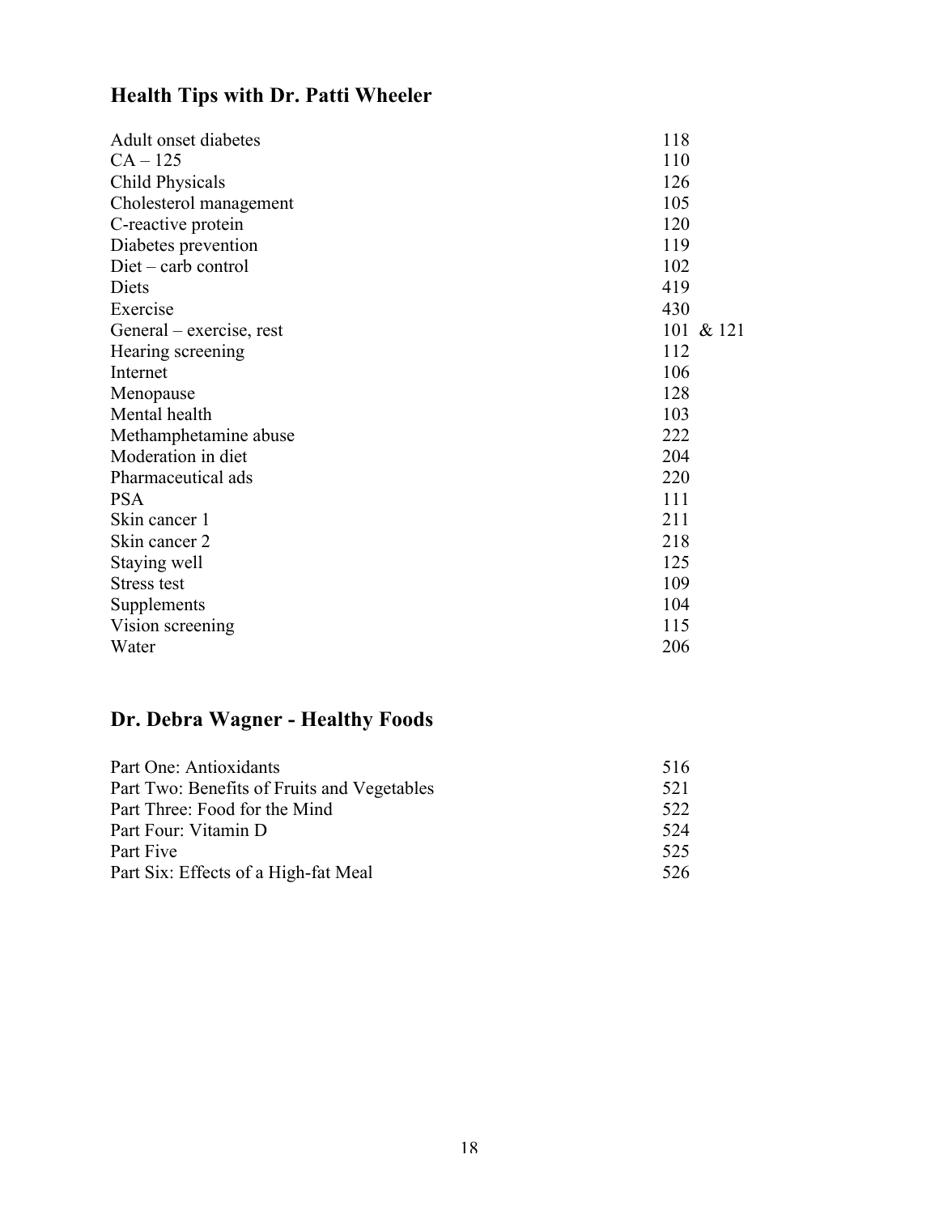## Health Tips with Dr. Patti Wheeler

| | |
|---|---|
| Adult onset diabetes | 118 |
| CA – 125 | 110 |
| Child Physicals | 126 |
| Cholesterol management | 105 |
| C-reactive protein | 120 |
| Diabetes prevention | 119 |
| Diet – carb control | 102 |
| Diets | 419 |
| Exercise | 430 |
| General – exercise, rest | 101 & 121 |
| Hearing screening | 112 |
| Internet | 106 |
| Menopause | 128 |
| Mental health | 103 |
| Methamphetamine abuse | 222 |
| Moderation in diet | 204 |
| Pharmaceutical ads | 220 |
| PSA | 111 |
| Skin cancer 1 | 211 |
| Skin cancer 2 | 218 |
| Staying well | 125 |
| Stress test | 109 |
| Supplements | 104 |
| Vision screening | 115 |
| Water | 206 |

## Dr. Debra Wagner - Healthy Foods

| | |
|---|---|
| Part One: Antioxidants | 516 |
| Part Two: Benefits of Fruits and Vegetables | 521 |
| Part Three: Food for the Mind | 522 |
| Part Four: Vitamin D | 524 |
| Part Five | 525 |
| Part Six: Effects of a High-fat Meal | 526 |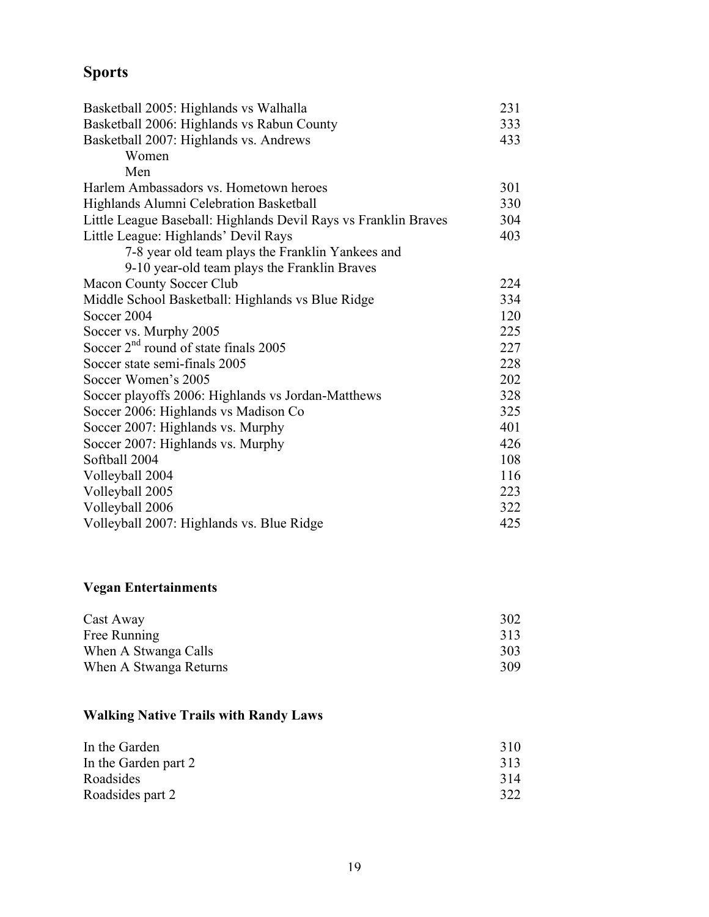## Sports

| | |
|---|---|
| Basketball 2005: Highlands vs Walhalla | 231 |
| Basketball 2006: Highlands vs Rabun County | 333 |
| Basketball 2007: Highlands vs. Andrews | 433 |
| Women | |
| Men | |
| Harlem Ambassadors vs. Hometown heroes | 301 |
| Highlands Alumni Celebration Basketball | 330 |
| Little League Baseball: Highlands Devil Rays vs Franklin Braves | 304 |
| Little League: Highlands' Devil Rays | 403 |
| 7-8 year old team plays the Franklin Yankees and | |
| 9-10 year-old team plays the Franklin Braves | |
| Macon County Soccer Club | 224 |
| Middle School Basketball: Highlands vs Blue Ridge | 334 |
| Soccer 2004 | 120 |
| Soccer vs. Murphy 2005 | 225 |
| Soccer 2nd round of state finals 2005 | 227 |
| Soccer state semi-finals 2005 | 228 |
| Soccer Women's 2005 | 202 |
| Soccer playoffs 2006: Highlands vs Jordan-Matthews | 328 |
| Soccer 2006: Highlands vs Madison Co | 325 |
| Soccer 2007: Highlands vs. Murphy | 401 |
| Soccer 2007: Highlands vs. Murphy | 426 |
| Softball 2004 | 108 |
| Volleyball 2004 | 116 |
| Volleyball 2005 | 223 |
| Volleyball 2006 | 322 |
| Volleyball 2007: Highlands vs. Blue Ridge | 425 |

## Vegan Entertainments

| | |
|---|---|
| Cast Away | 302 |
| Free Running | 313 |
| When A Stwanga Calls | 303 |
| When A Stwanga Returns | 309 |

## Walking Native Trails with Randy Laws

| | |
|---|---|
| In the Garden | 310 |
| In the Garden part 2 | 313 |
| Roadsides | 314 |
| Roadsides part 2 | 322 |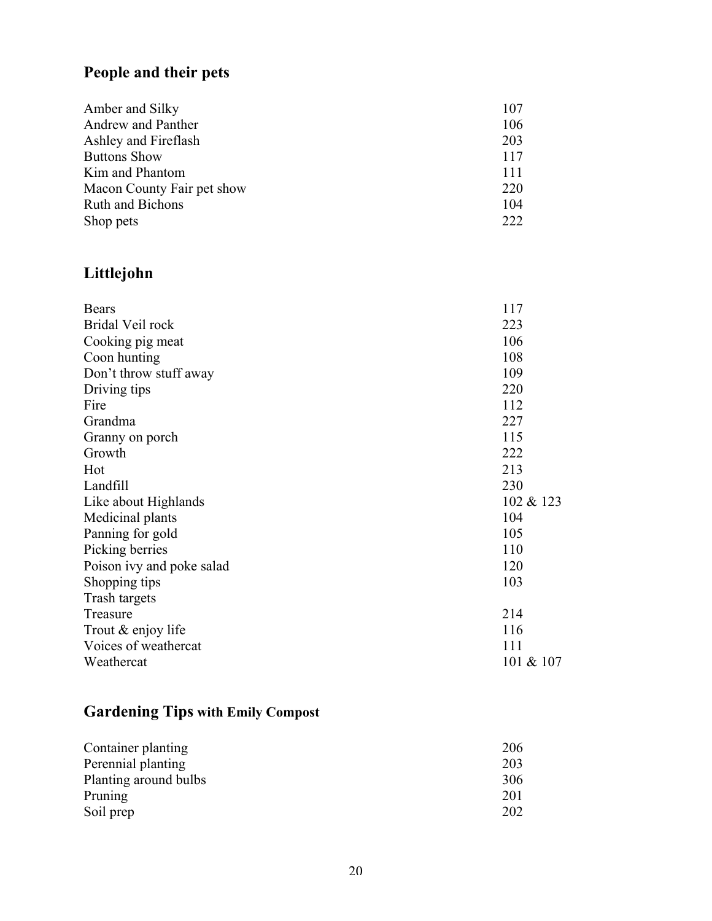## People and their pets

| | |
|---|---|
| Amber and Silky | 107 |
| Andrew and Panther | 106 |
| Ashley and Fireflash | 203 |
| Buttons Show | 117 |
| Kim and Phantom | 111 |
| Macon County Fair pet show | 220 |
| Ruth and Bichons | 104 |
| Shop pets | 222 |

## Littlejohn

| | |
|---|---|
| Bears | 117 |
| Bridal Veil rock | 223 |
| Cooking pig meat | 106 |
| Coon hunting | 108 |
| Don't throw stuff away | 109 |
| Driving tips | 220 |
| Fire | 112 |
| Grandma | 227 |
| Granny on porch | 115 |
| Growth | 222 |
| Hot | 213 |
| Landfill | 230 |
| Like about Highlands | 102 & 123 |
| Medicinal plants | 104 |
| Panning for gold | 105 |
| Picking berries | 110 |
| Poison ivy and poke salad | 120 |
| Shopping tips | 103 |
| Trash targets | |
| Treasure | 214 |
| Trout & enjoy life | 116 |
| Voices of weathercat | 111 |
| Weathercat | 101 & 107 |

## Gardening Tips **with Emily Compost**

| | |
|---|---|
| Container planting | 206 |
| Perennial planting | 203 |
| Planting around bulbs | 306 |
| Pruning | 201 |
| Soil prep | 202 |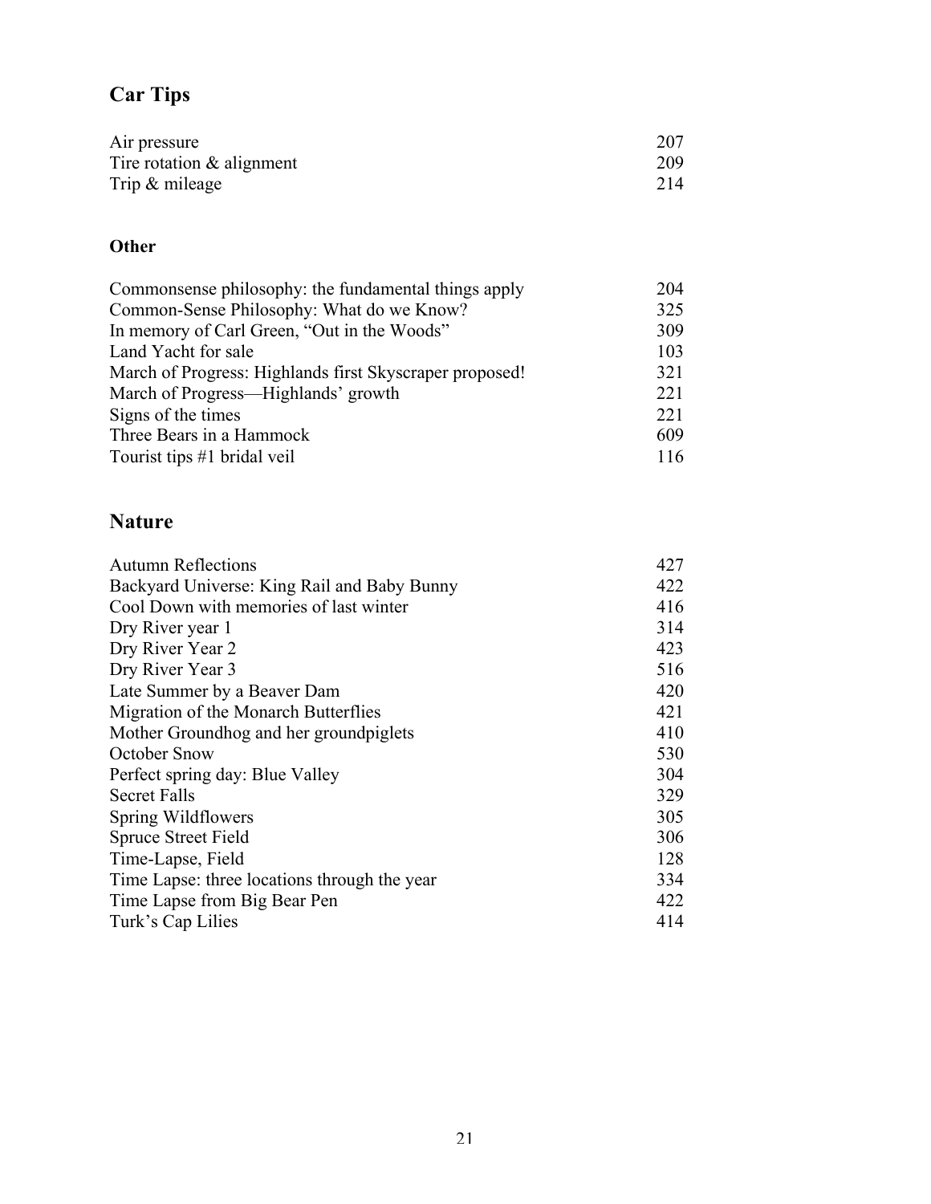## Car Tips

| | |
|---|---|
| Air pressure | 207 |
| Tire rotation & alignment | 209 |
| Trip & mileage | 214 |

### Other

| | |
|---|---|
| Commonsense philosophy: the fundamental things apply | 204 |
| Common-Sense Philosophy: What do we Know? | 325 |
| In memory of Carl Green, "Out in the Woods" | 309 |
| Land Yacht for sale | 103 |
| March of Progress: Highlands first Skyscraper proposed! | 321 |
| March of Progress—Highlands' growth | 221 |
| Signs of the times | 221 |
| Three Bears in a Hammock | 609 |
| Tourist tips #1 bridal veil | 116 |

## Nature

| | |
|---|---|
| Autumn Reflections | 427 |
| Backyard Universe: King Rail and Baby Bunny | 422 |
| Cool Down with memories of last winter | 416 |
| Dry River year 1 | 314 |
| Dry River Year 2 | 423 |
| Dry River Year 3 | 516 |
| Late Summer by a Beaver Dam | 420 |
| Migration of the Monarch Butterflies | 421 |
| Mother Groundhog and her groundpiglets | 410 |
| October Snow | 530 |
| Perfect spring day: Blue Valley | 304 |
| Secret Falls | 329 |
| Spring Wildflowers | 305 |
| Spruce Street Field | 306 |
| Time-Lapse, Field | 128 |
| Time Lapse: three locations through the year | 334 |
| Time Lapse from Big Bear Pen | 422 |
| Turk's Cap Lilies | 414 |